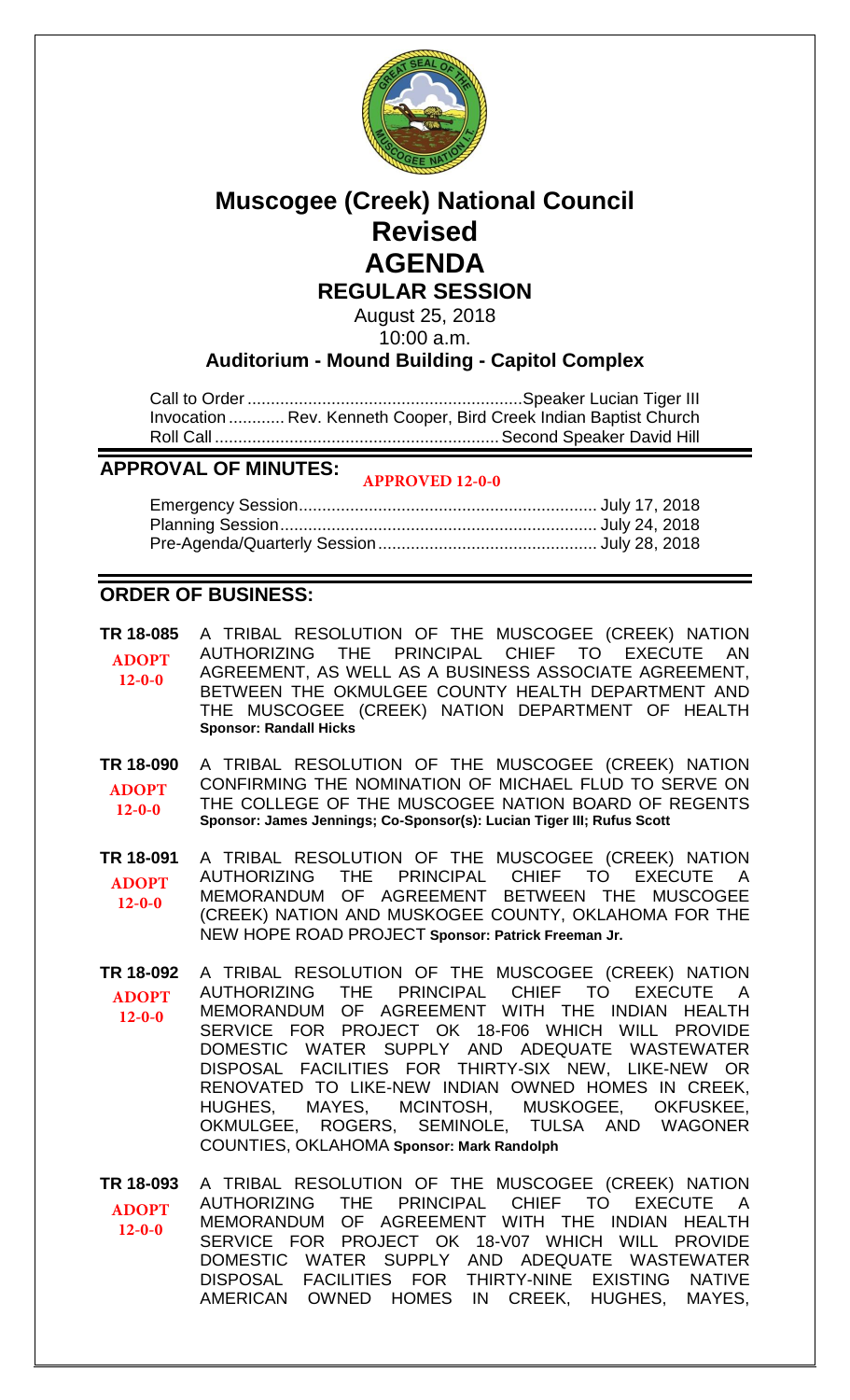# Muscogee (Creek) National Council

# Revised

# AGENDA

## REGULAR SESSION

August 25, 2018

10:00 a.m.

### Auditorium - Mound Building - Capitol Complex

Call to Order ............................................................ Speaker Lucian Tiger III
Invocation ............ Rev. Kenneth Cooper, Bird Creek Indian Baptist Church
Roll Call ............................................................. Second Speaker David Hill

## APPROVAL OF MINUTES:

**APPROVED 12-0-0**

Emergency Session................................................................ July 17, 2018
Planning Session.................................................................... July 24, 2018
Pre-Agenda/Quarterly Session............................................... July 28, 2018

## ORDER OF BUSINESS:

**TR 18-085** **ADOPT 12-0-0** A TRIBAL RESOLUTION OF THE MUSCOGEE (CREEK) NATION AUTHORIZING THE PRINCIPAL CHIEF TO EXECUTE AN AGREEMENT, AS WELL AS A BUSINESS ASSOCIATE AGREEMENT, BETWEEN THE OKMULGEE COUNTY HEALTH DEPARTMENT AND THE MUSCOGEE (CREEK) NATION DEPARTMENT OF HEALTH **Sponsor: Randall Hicks**

**TR 18-090** **ADOPT 12-0-0** A TRIBAL RESOLUTION OF THE MUSCOGEE (CREEK) NATION CONFIRMING THE NOMINATION OF MICHAEL FLUD TO SERVE ON THE COLLEGE OF THE MUSCOGEE NATION BOARD OF REGENTS **Sponsor: James Jennings; Co-Sponsor(s): Lucian Tiger III; Rufus Scott**

**TR 18-091** **ADOPT 12-0-0** A TRIBAL RESOLUTION OF THE MUSCOGEE (CREEK) NATION AUTHORIZING THE PRINCIPAL CHIEF TO EXECUTE A MEMORANDUM OF AGREEMENT BETWEEN THE MUSCOGEE (CREEK) NATION AND MUSKOGEE COUNTY, OKLAHOMA FOR THE NEW HOPE ROAD PROJECT **Sponsor: Patrick Freeman Jr.**

**TR 18-092** **ADOPT 12-0-0** A TRIBAL RESOLUTION OF THE MUSCOGEE (CREEK) NATION AUTHORIZING THE PRINCIPAL CHIEF TO EXECUTE A MEMORANDUM OF AGREEMENT WITH THE INDIAN HEALTH SERVICE FOR PROJECT OK 18-F06 WHICH WILL PROVIDE DOMESTIC WATER SUPPLY AND ADEQUATE WASTEWATER DISPOSAL FACILITIES FOR THIRTY-SIX NEW, LIKE-NEW OR RENOVATED TO LIKE-NEW INDIAN OWNED HOMES IN CREEK, HUGHES, MAYES, MCINTOSH, MUSKOGEE, OKFUSKEE, OKMULGEE, ROGERS, SEMINOLE, TULSA AND WAGONER COUNTIES, OKLAHOMA **Sponsor: Mark Randolph**

**TR 18-093** **ADOPT 12-0-0** A TRIBAL RESOLUTION OF THE MUSCOGEE (CREEK) NATION AUTHORIZING THE PRINCIPAL CHIEF TO EXECUTE A MEMORANDUM OF AGREEMENT WITH THE INDIAN HEALTH SERVICE FOR PROJECT OK 18-V07 WHICH WILL PROVIDE DOMESTIC WATER SUPPLY AND ADEQUATE WASTEWATER DISPOSAL FACILITIES FOR THIRTY-NINE EXISTING NATIVE AMERICAN OWNED HOMES IN CREEK, HUGHES, MAYES,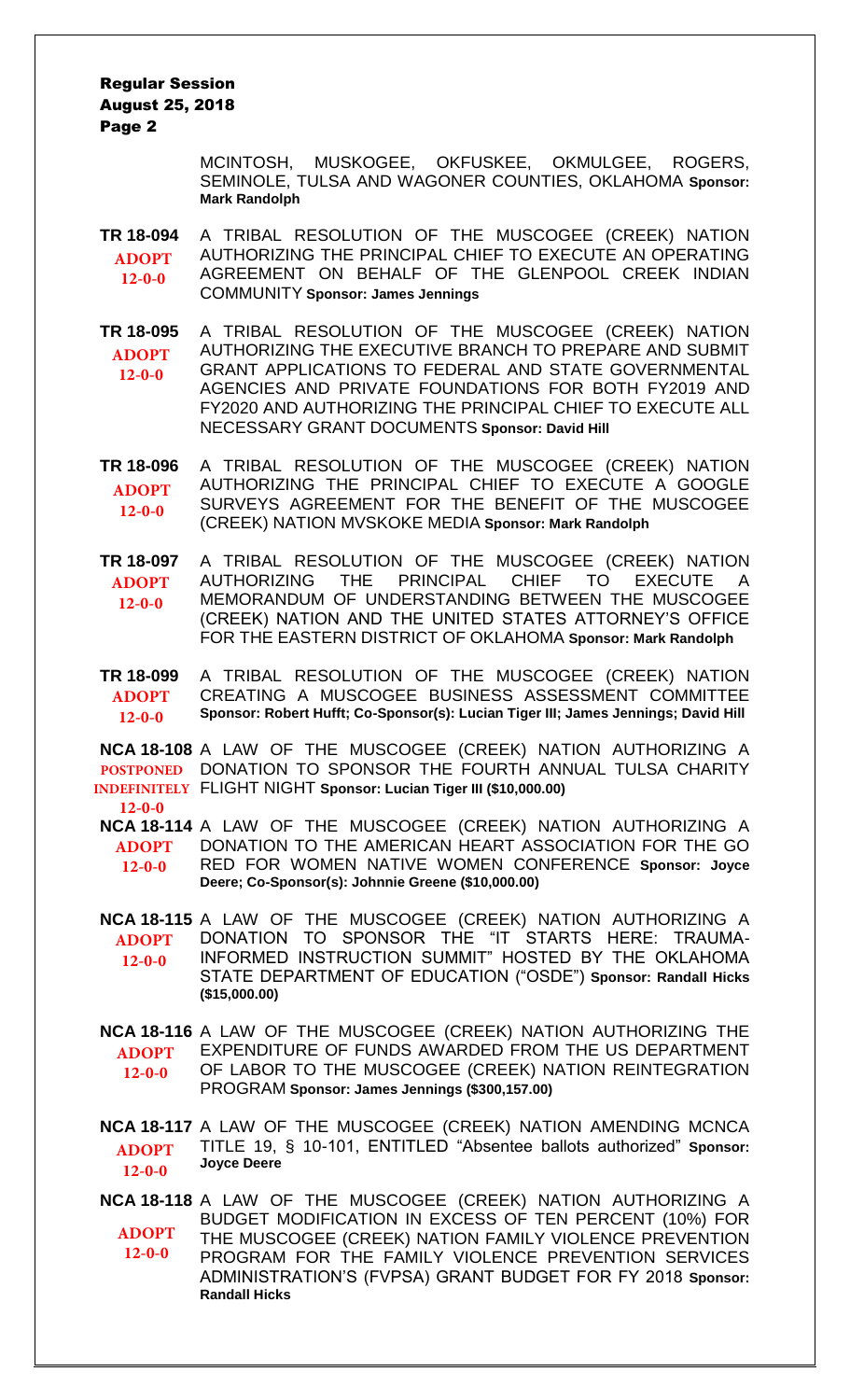MCINTOSH, MUSKOGEE, OKFUSKEE, OKMULGEE, ROGERS, SEMINOLE, TULSA AND WAGONER COUNTIES, OKLAHOMA **Sponsor: Mark Randolph**

**TR 18-094**
**ADOPT 12-0-0**
A TRIBAL RESOLUTION OF THE MUSCOGEE (CREEK) NATION AUTHORIZING THE PRINCIPAL CHIEF TO EXECUTE AN OPERATING AGREEMENT ON BEHALF OF THE GLENPOOL CREEK INDIAN COMMUNITY **Sponsor: James Jennings**

**TR 18-095**
**ADOPT 12-0-0**
A TRIBAL RESOLUTION OF THE MUSCOGEE (CREEK) NATION AUTHORIZING THE EXECUTIVE BRANCH TO PREPARE AND SUBMIT GRANT APPLICATIONS TO FEDERAL AND STATE GOVERNMENTAL AGENCIES AND PRIVATE FOUNDATIONS FOR BOTH FY2019 AND FY2020 AND AUTHORIZING THE PRINCIPAL CHIEF TO EXECUTE ALL NECESSARY GRANT DOCUMENTS **Sponsor: David Hill**

**TR 18-096**
**ADOPT 12-0-0**
A TRIBAL RESOLUTION OF THE MUSCOGEE (CREEK) NATION AUTHORIZING THE PRINCIPAL CHIEF TO EXECUTE A GOOGLE SURVEYS AGREEMENT FOR THE BENEFIT OF THE MUSCOGEE (CREEK) NATION MVSKOKE MEDIA **Sponsor: Mark Randolph**

**TR 18-097**
**ADOPT 12-0-0**
A TRIBAL RESOLUTION OF THE MUSCOGEE (CREEK) NATION AUTHORIZING THE PRINCIPAL CHIEF TO EXECUTE A MEMORANDUM OF UNDERSTANDING BETWEEN THE MUSCOGEE (CREEK) NATION AND THE UNITED STATES ATTORNEY'S OFFICE FOR THE EASTERN DISTRICT OF OKLAHOMA **Sponsor: Mark Randolph**

**TR 18-099**
**ADOPT 12-0-0**
A TRIBAL RESOLUTION OF THE MUSCOGEE (CREEK) NATION CREATING A MUSCOGEE BUSINESS ASSESSMENT COMMITTEE **Sponsor: Robert Hufft; Co-Sponsor(s): Lucian Tiger III; James Jennings; David Hill**

**NCA 18-108**
**POSTPONED INDEFINITELY 12-0-0**
A LAW OF THE MUSCOGEE (CREEK) NATION AUTHORIZING A DONATION TO SPONSOR THE FOURTH ANNUAL TULSA CHARITY FLIGHT NIGHT **Sponsor: Lucian Tiger III ($10,000.00)**

**NCA 18-114**
**ADOPT 12-0-0**
A LAW OF THE MUSCOGEE (CREEK) NATION AUTHORIZING A DONATION TO THE AMERICAN HEART ASSOCIATION FOR THE GO RED FOR WOMEN NATIVE WOMEN CONFERENCE **Sponsor: Joyce Deere; Co-Sponsor(s): Johnnie Greene ($10,000.00)**

**NCA 18-115**
**ADOPT 12-0-0**
A LAW OF THE MUSCOGEE (CREEK) NATION AUTHORIZING A DONATION TO SPONSOR THE "IT STARTS HERE: TRAUMA-INFORMED INSTRUCTION SUMMIT" HOSTED BY THE OKLAHOMA STATE DEPARTMENT OF EDUCATION ("OSDE") **Sponsor: Randall Hicks ($15,000.00)**

**NCA 18-116**
**ADOPT 12-0-0**
A LAW OF THE MUSCOGEE (CREEK) NATION AUTHORIZING THE EXPENDITURE OF FUNDS AWARDED FROM THE US DEPARTMENT OF LABOR TO THE MUSCOGEE (CREEK) NATION REINTEGRATION PROGRAM **Sponsor: James Jennings ($300,157.00)**

**NCA 18-117**
**ADOPT 12-0-0**
A LAW OF THE MUSCOGEE (CREEK) NATION AMENDING MCNCA TITLE 19, § 10-101, ENTITLED "Absentee ballots authorized" **Sponsor: Joyce Deere**

**NCA 18-118**
**ADOPT 12-0-0**
A LAW OF THE MUSCOGEE (CREEK) NATION AUTHORIZING A BUDGET MODIFICATION IN EXCESS OF TEN PERCENT (10%) FOR THE MUSCOGEE (CREEK) NATION FAMILY VIOLENCE PREVENTION PROGRAM FOR THE FAMILY VIOLENCE PREVENTION SERVICES ADMINISTRATION'S (FVPSA) GRANT BUDGET FOR FY 2018 **Sponsor: Randall Hicks**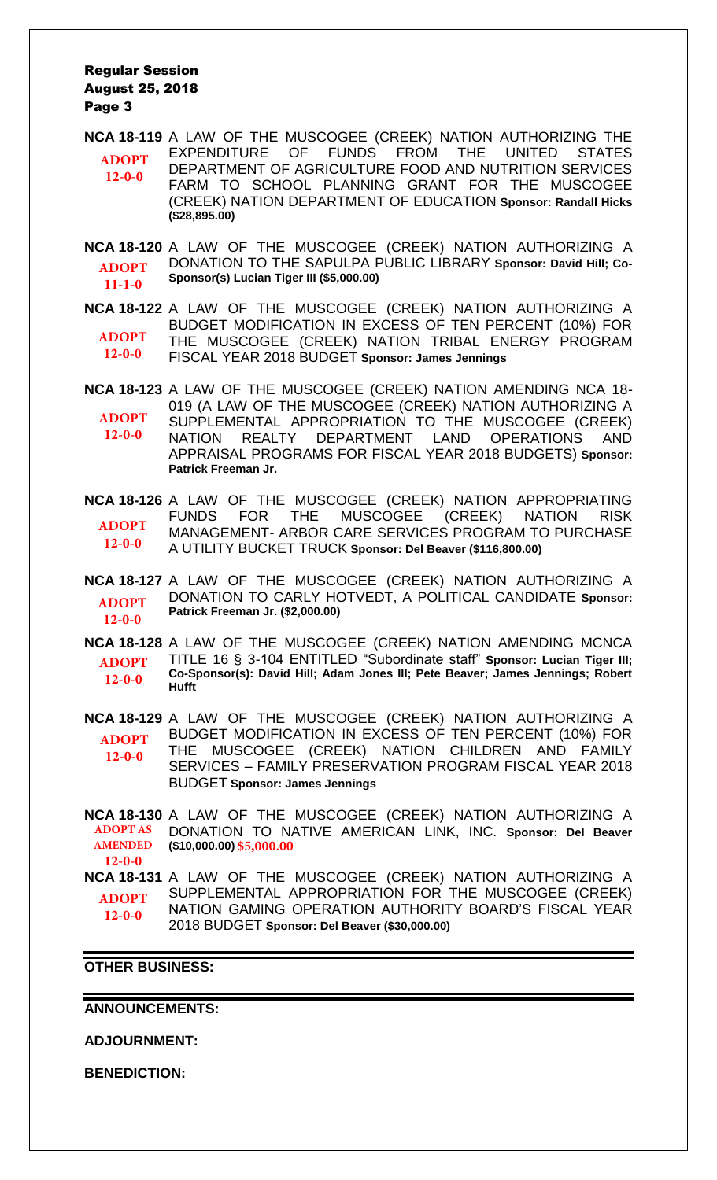**NCA 18-119** A LAW OF THE MUSCOGEE (CREEK) NATION AUTHORIZING THE EXPENDITURE OF FUNDS FROM THE UNITED STATES DEPARTMENT OF AGRICULTURE FOOD AND NUTRITION SERVICES FARM TO SCHOOL PLANNING GRANT FOR THE MUSCOGEE (CREEK) NATION DEPARTMENT OF EDUCATION **Sponsor: Randall Hicks ($28,895.00)**
**ADOPT 12-0-0**

**NCA 18-120** A LAW OF THE MUSCOGEE (CREEK) NATION AUTHORIZING A DONATION TO THE SAPULPA PUBLIC LIBRARY **Sponsor: David Hill; Co-Sponsor(s) Lucian Tiger III ($5,000.00)**
**ADOPT 11-1-0**

**NCA 18-122** A LAW OF THE MUSCOGEE (CREEK) NATION AUTHORIZING A BUDGET MODIFICATION IN EXCESS OF TEN PERCENT (10%) FOR THE MUSCOGEE (CREEK) NATION TRIBAL ENERGY PROGRAM FISCAL YEAR 2018 BUDGET **Sponsor: James Jennings**
**ADOPT 12-0-0**

**NCA 18-123** A LAW OF THE MUSCOGEE (CREEK) NATION AMENDING NCA 18-019 (A LAW OF THE MUSCOGEE (CREEK) NATION AUTHORIZING A SUPPLEMENTAL APPROPRIATION TO THE MUSCOGEE (CREEK) NATION REALTY DEPARTMENT LAND OPERATIONS AND APPRAISAL PROGRAMS FOR FISCAL YEAR 2018 BUDGETS) **Sponsor: Patrick Freeman Jr.**
**ADOPT 12-0-0**

**NCA 18-126** A LAW OF THE MUSCOGEE (CREEK) NATION APPROPRIATING FUNDS FOR THE MUSCOGEE (CREEK) NATION RISK MANAGEMENT- ARBOR CARE SERVICES PROGRAM TO PURCHASE A UTILITY BUCKET TRUCK **Sponsor: Del Beaver ($116,800.00)**
**ADOPT 12-0-0**

**NCA 18-127** A LAW OF THE MUSCOGEE (CREEK) NATION AUTHORIZING A DONATION TO CARLY HOTVEDT, A POLITICAL CANDIDATE **Sponsor: Patrick Freeman Jr. ($2,000.00)**
**ADOPT 12-0-0**

**NCA 18-128** A LAW OF THE MUSCOGEE (CREEK) NATION AMENDING MCNCA TITLE 16 § 3-104 ENTITLED "Subordinate staff" **Sponsor: Lucian Tiger III; Co-Sponsor(s): David Hill; Adam Jones III; Pete Beaver; James Jennings; Robert Hufft**
**ADOPT 12-0-0**

**NCA 18-129** A LAW OF THE MUSCOGEE (CREEK) NATION AUTHORIZING A BUDGET MODIFICATION IN EXCESS OF TEN PERCENT (10%) FOR THE MUSCOGEE (CREEK) NATION CHILDREN AND FAMILY SERVICES – FAMILY PRESERVATION PROGRAM FISCAL YEAR 2018 BUDGET **Sponsor: James Jennings**
**ADOPT 12-0-0**

**NCA 18-130** A LAW OF THE MUSCOGEE (CREEK) NATION AUTHORIZING A DONATION TO NATIVE AMERICAN LINK, INC. **Sponsor: Del Beaver ($10,000.00)** $5,000.00
**ADOPT AS AMENDED 12-0-0**

**NCA 18-131** A LAW OF THE MUSCOGEE (CREEK) NATION AUTHORIZING A SUPPLEMENTAL APPROPRIATION FOR THE MUSCOGEE (CREEK) NATION GAMING OPERATION AUTHORITY BOARD'S FISCAL YEAR 2018 BUDGET **Sponsor: Del Beaver ($30,000.00)**
**ADOPT 12-0-0**

**OTHER BUSINESS:**

**ANNOUNCEMENTS:**

**ADJOURNMENT:**

**BENEDICTION:**